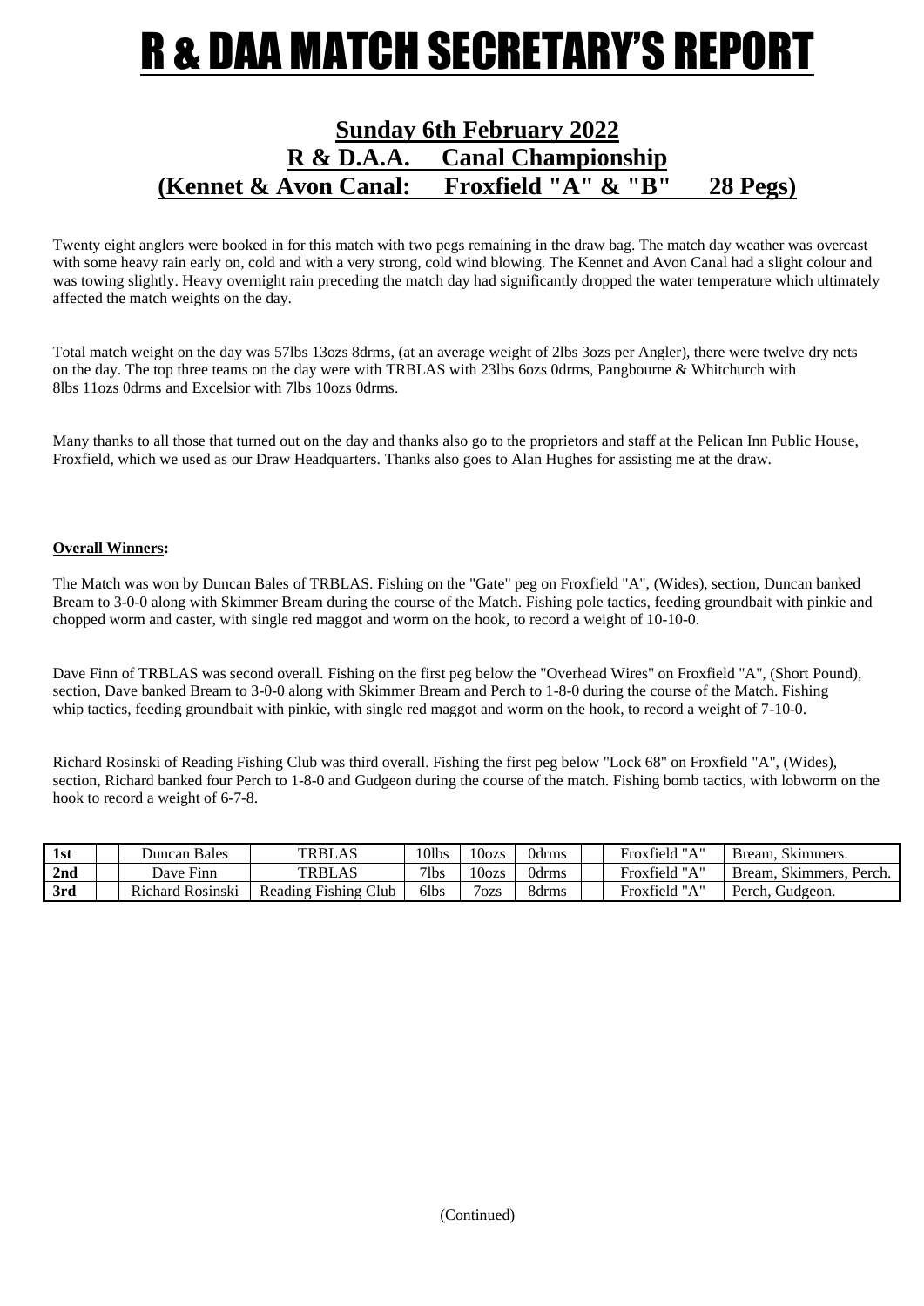# R & DAA MATCH SECRETARY'S REPORT

## Sunday 6th February 2022
## R & D.A.A. Canal Championship
## (Kennet & Avon Canal: Froxfield "A" & "B" 28 Pegs)

Twenty eight anglers were booked in for this match with two pegs remaining in the draw bag. The match day weather was overcast with some heavy rain early on, cold and with a very strong, cold wind blowing. The Kennet and Avon Canal had a slight colour and was towing slightly. Heavy overnight rain preceding the match day had significantly dropped the water temperature which ultimately affected the match weights on the day.

Total match weight on the day was 57lbs 13ozs 8drms, (at an average weight of 2lbs 3ozs per Angler), there were twelve dry nets on the day. The top three teams on the day were with TRBLAS with 23lbs 6ozs 0drms, Pangbourne & Whitchurch with 8lbs 11ozs 0drms and Excelsior with 7lbs 10ozs 0drms.

Many thanks to all those that turned out on the day and thanks also go to the proprietors and staff at the Pelican Inn Public House, Froxfield, which we used as our Draw Headquarters. Thanks also goes to Alan Hughes for assisting me at the draw.

**Overall Winners:**

The Match was won by Duncan Bales of TRBLAS. Fishing on the "Gate" peg on Froxfield "A", (Wides), section, Duncan banked Bream to 3-0-0 along with Skimmer Bream during the course of the Match. Fishing pole tactics, feeding groundbait with pinkie and chopped worm and caster, with single red maggot and worm on the hook, to record a weight of 10-10-0.

Dave Finn of TRBLAS was second overall. Fishing on the first peg below the "Overhead Wires" on Froxfield "A", (Short Pound), section, Dave banked Bream to 3-0-0 along with Skimmer Bream and Perch to 1-8-0 during the course of the Match. Fishing whip tactics, feeding groundbait with pinkie, with single red maggot and worm on the hook, to record a weight of 7-10-0.

Richard Rosinski of Reading Fishing Club was third overall. Fishing the first peg below "Lock 68" on Froxfield "A", (Wides), section, Richard banked four Perch to 1-8-0 and Gudgeon during the course of the match. Fishing bomb tactics, with lobworm on the hook to record a weight of 6-7-8.

| | | | | | | | | | |
|---|---|---|---|---|---|---|---|---|---|
| **1st** | | Duncan Bales | TRBLAS | 10lbs | 10ozs | 0drms | | Froxfield "A" | Bream, Skimmers. |
| **2nd** | | Dave Finn | TRBLAS | 7lbs | 10ozs | 0drms | | Froxfield "A" | Bream, Skimmers, Perch. |
| **3rd** | | Richard Rosinski | Reading Fishing Club | 6lbs | 7ozs | 8drms | | Froxfield "A" | Perch, Gudgeon. |

(Continued)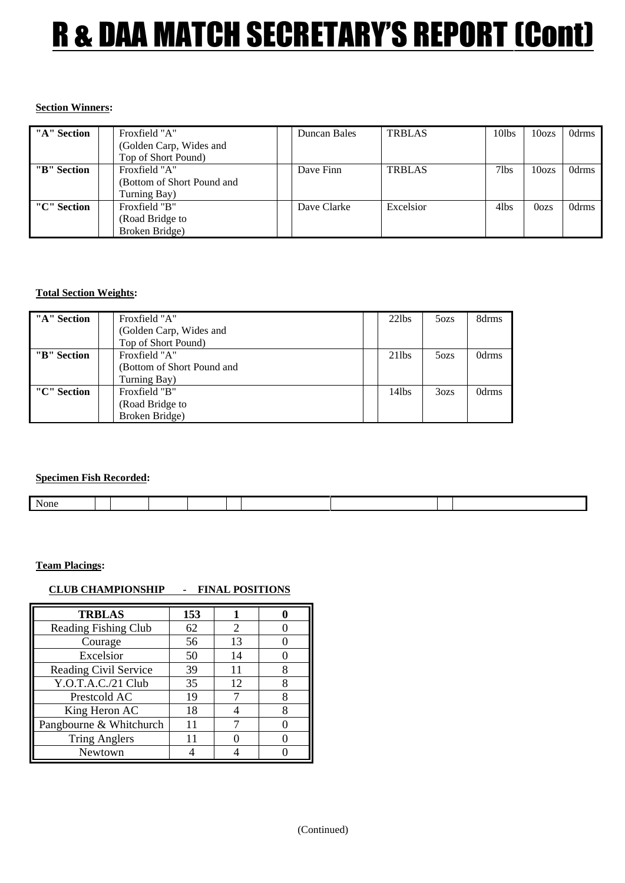# R & DAA MATCH SECRETARY'S REPORT (Cont)

**Section Winners:**

| | | | | | | |
|---|---|---|---|---|---|---|
| **"A" Section** | Froxfield "A" (Golden Carp, Wides and Top of Short Pound) | Duncan Bales | TRBLAS | 10lbs | 10ozs | 0drms |
| **"B" Section** | Froxfield "A" (Bottom of Short Pound and Turning Bay) | Dave Finn | TRBLAS | 7lbs | 10ozs | 0drms |
| **"C" Section** | Froxfield "B" (Road Bridge to Broken Bridge) | Dave Clarke | Excelsior | 4lbs | 0ozs | 0drms |

**Total Section Weights:**

| | | | | |
|---|---|---|---|---|
| **"A" Section** | Froxfield "A" (Golden Carp, Wides and Top of Short Pound) | 22lbs | 5ozs | 8drms |
| **"B" Section** | Froxfield "A" (Bottom of Short Pound and Turning Bay) | 21lbs | 5ozs | 0drms |
| **"C" Section** | Froxfield "B" (Road Bridge to Broken Bridge) | 14lbs | 3ozs | 0drms |

**Specimen Fish Recorded:**

None

**Team Placings:**

**CLUB CHAMPIONSHIP - FINAL POSITIONS**

| **TRBLAS** | **153** | **1** | **0** |
|---|---|---|---|
| Reading Fishing Club | 62 | 2 | 0 |
| Courage | 56 | 13 | 0 |
| Excelsior | 50 | 14 | 0 |
| Reading Civil Service | 39 | 11 | 8 |
| Y.O.T.A.C./21 Club | 35 | 12 | 8 |
| Prestcold AC | 19 | 7 | 8 |
| King Heron AC | 18 | 4 | 8 |
| Pangbourne & Whitchurch | 11 | 7 | 0 |
| Tring Anglers | 11 | 0 | 0 |
| Newtown | 4 | 4 | 0 |

(Continued)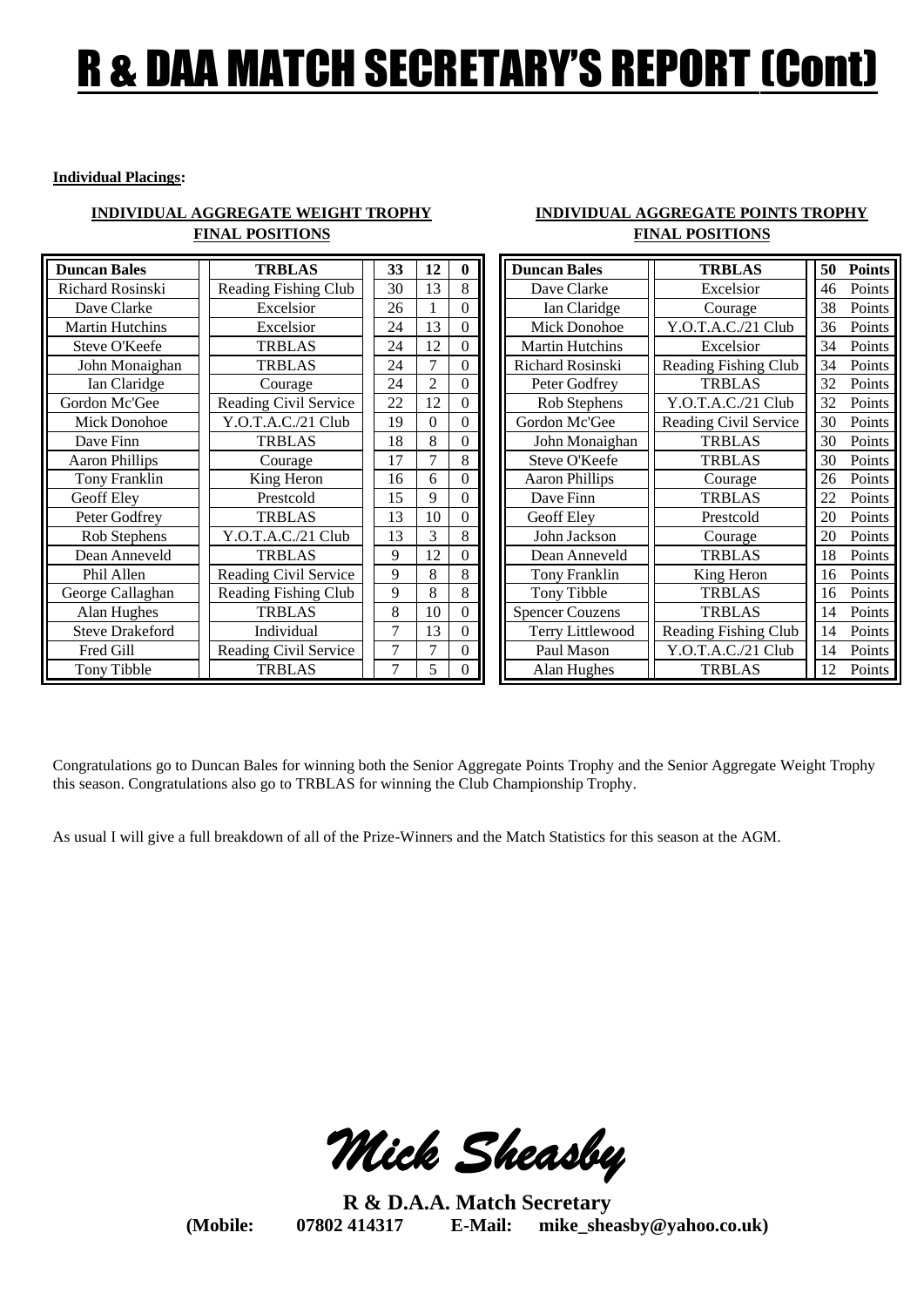# R & DAA MATCH SECRETARY'S REPORT (Cont)

**Individual Placings:**

**INDIVIDUAL AGGREGATE WEIGHT TROPHY**
**FINAL POSITIONS**

| | | | | |
|---|---|---|---|---|
| **Duncan Bales** | **TRBLAS** | **33** | **12** | **0** |
| Richard Rosinski | Reading Fishing Club | 30 | 13 | 8 |
| Dave Clarke | Excelsior | 26 | 1 | 0 |
| Martin Hutchins | Excelsior | 24 | 13 | 0 |
| Steve O'Keefe | TRBLAS | 24 | 12 | 0 |
| John Monaighan | TRBLAS | 24 | 7 | 0 |
| Ian Claridge | Courage | 24 | 2 | 0 |
| Gordon Mc'Gee | Reading Civil Service | 22 | 12 | 0 |
| Mick Donohoe | Y.O.T.A.C./21 Club | 19 | 0 | 0 |
| Dave Finn | TRBLAS | 18 | 8 | 0 |
| Aaron Phillips | Courage | 17 | 7 | 8 |
| Tony Franklin | King Heron | 16 | 6 | 0 |
| Geoff Eley | Prestcold | 15 | 9 | 0 |
| Peter Godfrey | TRBLAS | 13 | 10 | 0 |
| Rob Stephens | Y.O.T.A.C./21 Club | 13 | 3 | 8 |
| Dean Anneveld | TRBLAS | 9 | 12 | 0 |
| Phil Allen | Reading Civil Service | 9 | 8 | 8 |
| George Callaghan | Reading Fishing Club | 9 | 8 | 8 |
| Alan Hughes | TRBLAS | 8 | 10 | 0 |
| Steve Drakeford | Individual | 7 | 13 | 0 |
| Fred Gill | Reading Civil Service | 7 | 7 | 0 |
| Tony Tibble | TRBLAS | 7 | 5 | 0 |

**INDIVIDUAL AGGREGATE POINTS TROPHY**
**FINAL POSITIONS**

| | | | |
|---|---|---|---|
| **Duncan Bales** | **TRBLAS** | **50** | **Points** |
| Dave Clarke | Excelsior | 46 | Points |
| Ian Claridge | Courage | 38 | Points |
| Mick Donohoe | Y.O.T.A.C./21 Club | 36 | Points |
| Martin Hutchins | Excelsior | 34 | Points |
| Richard Rosinski | Reading Fishing Club | 34 | Points |
| Peter Godfrey | TRBLAS | 32 | Points |
| Rob Stephens | Y.O.T.A.C./21 Club | 32 | Points |
| Gordon Mc'Gee | Reading Civil Service | 30 | Points |
| John Monaighan | TRBLAS | 30 | Points |
| Steve O'Keefe | TRBLAS | 30 | Points |
| Aaron Phillips | Courage | 26 | Points |
| Dave Finn | TRBLAS | 22 | Points |
| Geoff Eley | Prestcold | 20 | Points |
| John Jackson | Courage | 20 | Points |
| Dean Anneveld | TRBLAS | 18 | Points |
| Tony Franklin | King Heron | 16 | Points |
| Tony Tibble | TRBLAS | 16 | Points |
| Spencer Couzens | TRBLAS | 14 | Points |
| Terry Littlewood | Reading Fishing Club | 14 | Points |
| Paul Mason | Y.O.T.A.C./21 Club | 14 | Points |
| Alan Hughes | TRBLAS | 12 | Points |

Congratulations go to Duncan Bales for winning both the Senior Aggregate Points Trophy and the Senior Aggregate Weight Trophy this season. Congratulations also go to TRBLAS for winning the Club Championship Trophy.

As usual I will give a full breakdown of all of the Prize-Winners and the Match Statistics for this season at the AGM.

*Mick Sheasby*

**R & D.A.A. Match Secretary**
**(Mobile: 07802 414317 E-Mail: mike_sheasby@yahoo.co.uk)**